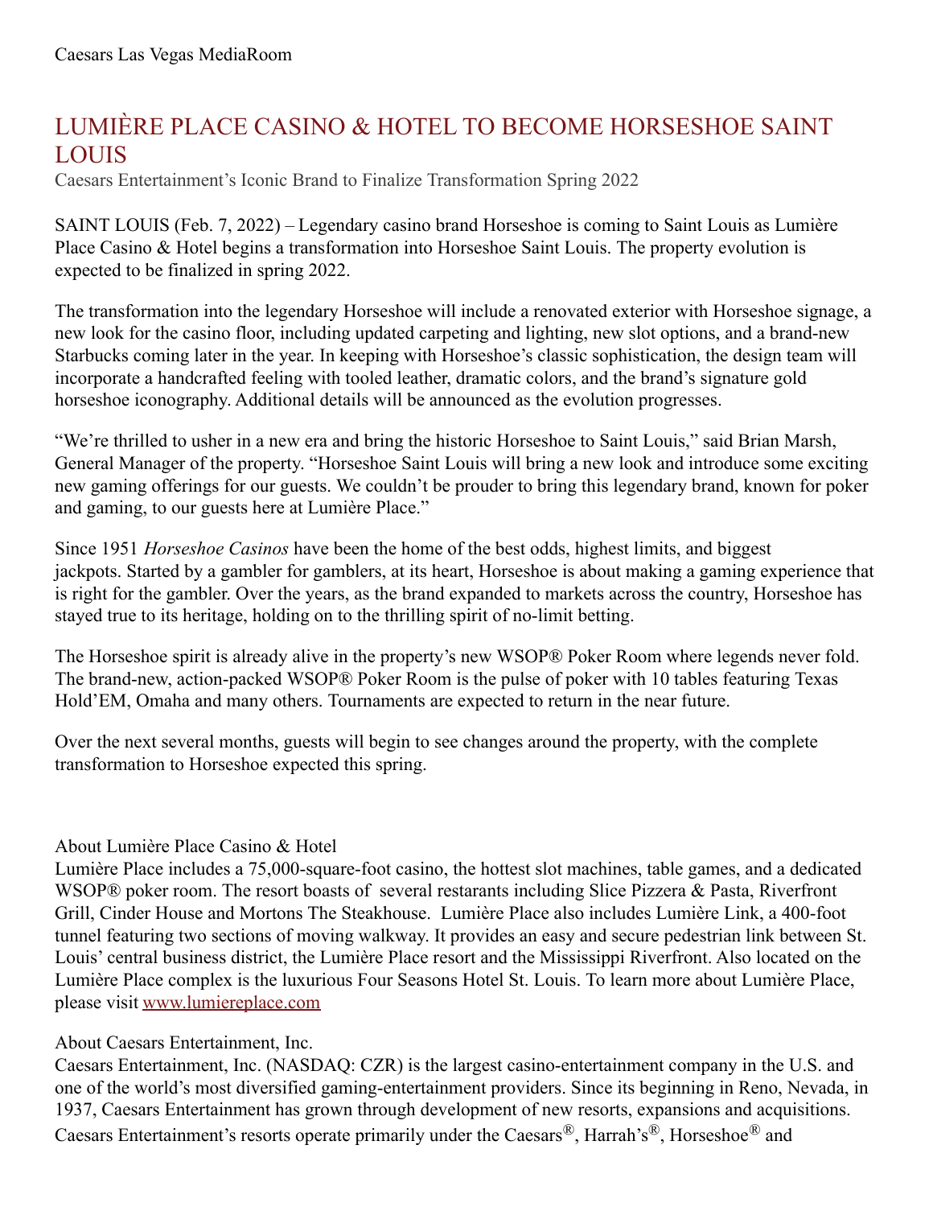Caesars Las Vegas MediaRoom

# LUMIÈRE PLACE CASINO & HOTEL TO BECOME HORSESHOE SAINT LOUIS

Caesars Entertainment's Iconic Brand to Finalize Transformation Spring 2022

SAINT LOUIS (Feb. 7, 2022) – Legendary casino brand Horseshoe is coming to Saint Louis as Lumière Place Casino & Hotel begins a transformation into Horseshoe Saint Louis. The property evolution is expected to be finalized in spring 2022.

The transformation into the legendary Horseshoe will include a renovated exterior with Horseshoe signage, a new look for the casino floor, including updated carpeting and lighting, new slot options, and a brand-new Starbucks coming later in the year. In keeping with Horseshoe's classic sophistication, the design team will incorporate a handcrafted feeling with tooled leather, dramatic colors, and the brand's signature gold horseshoe iconography. Additional details will be announced as the evolution progresses.

"We're thrilled to usher in a new era and bring the historic Horseshoe to Saint Louis," said Brian Marsh, General Manager of the property. "Horseshoe Saint Louis will bring a new look and introduce some exciting new gaming offerings for our guests. We couldn't be prouder to bring this legendary brand, known for poker and gaming, to our guests here at Lumière Place."

Since 1951 *Horseshoe Casinos* have been the home of the best odds, highest limits, and biggest jackpots. Started by a gambler for gamblers, at its heart, Horseshoe is about making a gaming experience that is right for the gambler. Over the years, as the brand expanded to markets across the country, Horseshoe has stayed true to its heritage, holding on to the thrilling spirit of no-limit betting.

The Horseshoe spirit is already alive in the property's new WSOP® Poker Room where legends never fold. The brand-new, action-packed WSOP® Poker Room is the pulse of poker with 10 tables featuring Texas Hold'EM, Omaha and many others. Tournaments are expected to return in the near future.

Over the next several months, guests will begin to see changes around the property, with the complete transformation to Horseshoe expected this spring.

About Lumière Place Casino & Hotel

Lumière Place includes a 75,000-square-foot casino, the hottest slot machines, table games, and a dedicated WSOP® poker room. The resort boasts of several restarants including Slice Pizzera & Pasta, Riverfront Grill, Cinder House and Mortons The Steakhouse. Lumière Place also includes Lumière Link, a 400-foot tunnel featuring two sections of moving walkway. It provides an easy and secure pedestrian link between St. Louis' central business district, the Lumière Place resort and the Mississippi Riverfront. Also located on the Lumière Place complex is the luxurious Four Seasons Hotel St. Louis. To learn more about Lumière Place, please visit [www.lumiereplace.com](http://www.lumiereplace.com)

About Caesars Entertainment, Inc.

Caesars Entertainment, Inc. (NASDAQ: CZR) is the largest casino-entertainment company in the U.S. and one of the world's most diversified gaming-entertainment providers. Since its beginning in Reno, Nevada, in 1937, Caesars Entertainment has grown through development of new resorts, expansions and acquisitions. Caesars Entertainment's resorts operate primarily under the Caesars®, Harrah's®, Horseshoe® and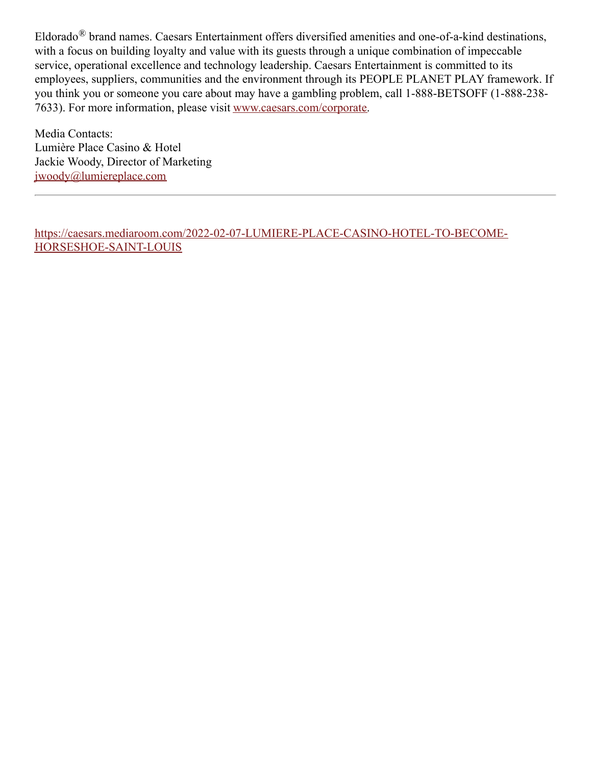Eldorado® brand names. Caesars Entertainment offers diversified amenities and one-of-a-kind destinations, with a focus on building loyalty and value with its guests through a unique combination of impeccable service, operational excellence and technology leadership. Caesars Entertainment is committed to its employees, suppliers, communities and the environment through its PEOPLE PLANET PLAY framework. If you think you or someone you care about may have a gambling problem, call 1-888-BETSOFF (1-888-238-7633). For more information, please visit [www.caesars.com/corporate](www.caesars.com/corporate).

Media Contacts:
Lumière Place Casino & Hotel
Jackie Woody, Director of Marketing
[jwoody@lumiereplace.com](mailto:jwoody@lumiereplace.com)

---

[https://caesars.mediaroom.com/2022-02-07-LUMIERE-PLACE-CASINO-HOTEL-TO-BECOME-HORSESHOE-SAINT-LOUIS](https://caesars.mediaroom.com/2022-02-07-LUMIERE-PLACE-CASINO-HOTEL-TO-BECOME-HORSESHOE-SAINT-LOUIS)